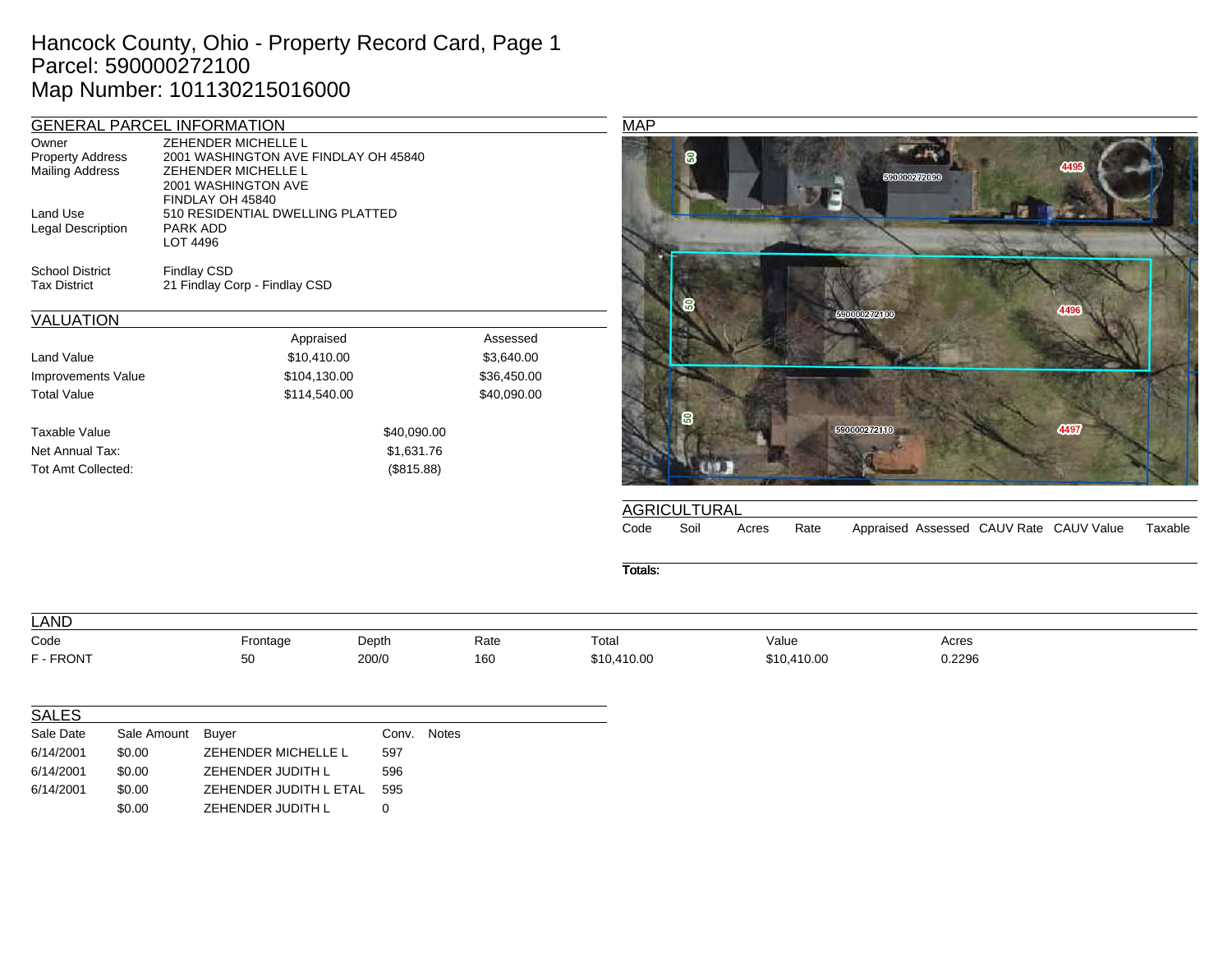# Hancock County, Ohio - Property Record Card, Page 1
# Parcel: 590000272100
# Map Number: 101130215016000

## GENERAL PARCEL INFORMATION

| | |
|---|---|
| Owner | ZEHENDER MICHELLE L |
| Property Address | 2001 WASHINGTON AVE FINDLAY OH 45840 |
| Mailing Address | ZEHENDER MICHELLE L<br>2001 WASHINGTON AVE<br>FINDLAY OH 45840 |
| Land Use | 510 RESIDENTIAL DWELLING PLATTED |
| Legal Description | PARK ADD<br>LOT 4496 |
| School District | Findlay CSD |
| Tax District | 21 Findlay Corp - Findlay CSD |

## VALUATION

| | Appraised | Assessed |
|---|---|---|
| Land Value | $10,410.00 | $3,640.00 |
| Improvements Value | $104,130.00 | $36,450.00 |
| Total Value | $114,540.00 | $40,090.00 |

| | |
|---|---|
| Taxable Value | $40,090.00 |
| Net Annual Tax: | $1,631.76 |
| Tot Amt Collected: | ($815.88) |

## MAP

## AGRICULTURAL

| Code | Soil | Acres | Rate | Appraised | Assessed | CAUV Rate | CAUV Value | Taxable |
|---|---|---|---|---|---|---|---|---|

**Totals:**

## LAND

| Code | Frontage | Depth | Rate | Total | Value | Acres |
|---|---|---|---|---|---|---|
| F - FRONT | 50 | 200/0 | 160 | $10,410.00 | $10,410.00 | 0.2296 |

## SALES

| Sale Date | Sale Amount | Buyer | Conv. | Notes |
|---|---|---|---|---|
| 6/14/2001 | $0.00 | ZEHENDER MICHELLE L | 597 | |
| 6/14/2001 | $0.00 | ZEHENDER JUDITH L | 596 | |
| 6/14/2001 | $0.00 | ZEHENDER JUDITH L ETAL | 595 | |
| | $0.00 | ZEHENDER JUDITH L | 0 | |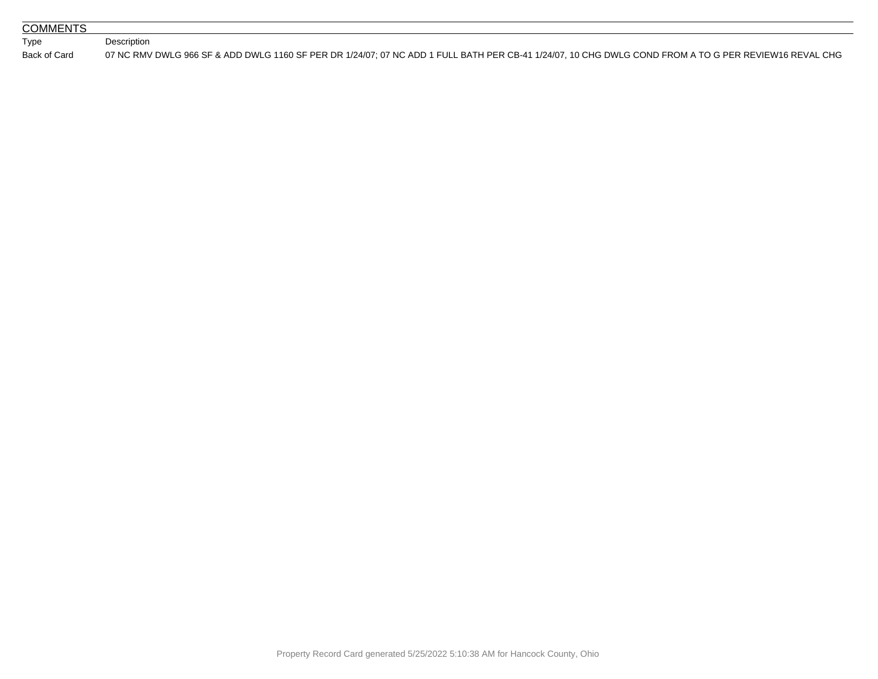## COMMENTS

| Type | Description |
| --- | --- |
| Back of Card | 07 NC RMV DWLG 966 SF & ADD DWLG 1160 SF PER DR 1/24/07; 07 NC ADD 1 FULL BATH PER CB-41 1/24/07, 10 CHG DWLG COND FROM A TO G PER REVIEW16 REVAL CHG |

Property Record Card generated 5/25/2022 5:10:38 AM for Hancock County, Ohio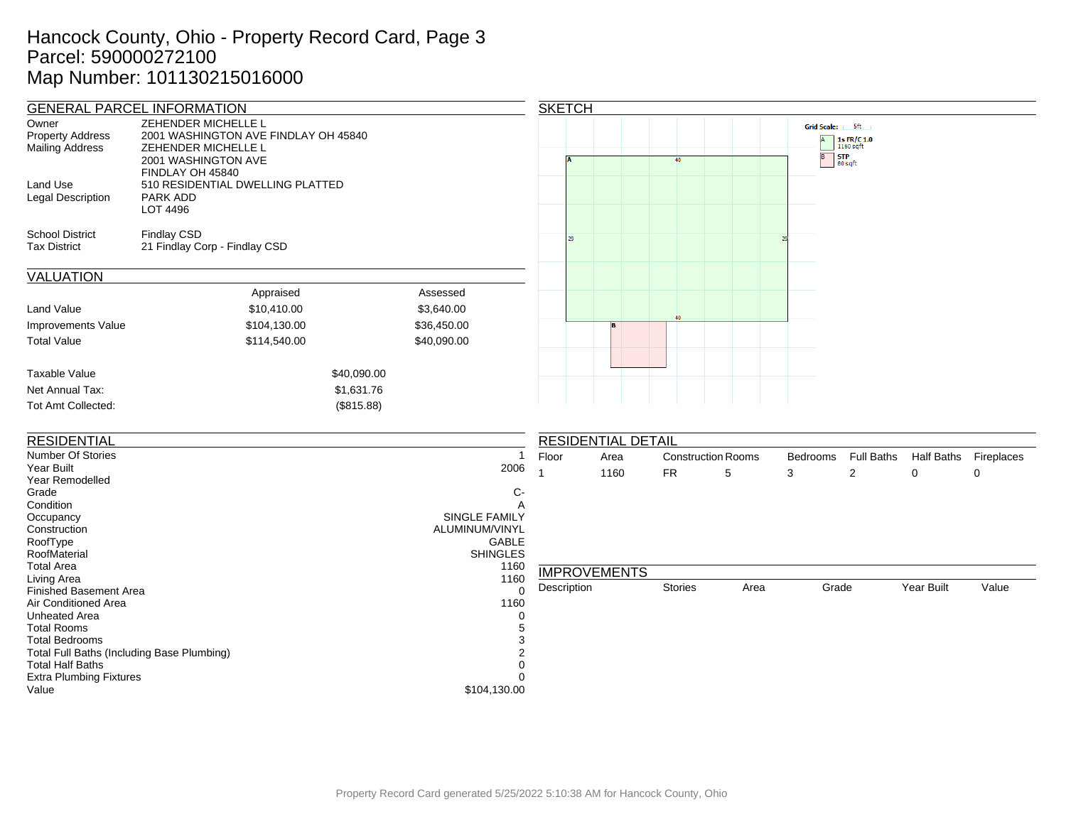# Hancock County, Ohio - Property Record Card, Page 3
# Parcel: 590000272100
# Map Number: 101130215016000

## GENERAL PARCEL INFORMATION

| | |
|---|---|
| Owner | ZEHENDER MICHELLE L |
| Property Address | 2001 WASHINGTON AVE FINDLAY OH 45840 |
| Mailing Address | ZEHENDER MICHELLE L<br>2001 WASHINGTON AVE<br>FINDLAY OH 45840 |
| Land Use | 510 RESIDENTIAL DWELLING PLATTED |
| Legal Description | PARK ADD<br>LOT 4496 |
| School District | Findlay CSD |
| Tax District | 21 Findlay Corp - Findlay CSD |

## SKETCH

Grid Scale: 5ft

A 1s FR/C 1.0 1160 sqft

B STP 80 sqft

A

40

29

29

40

B

## VALUATION

| | Appraised | Assessed |
|---|---|---|
| Land Value | $10,410.00 | $3,640.00 |
| Improvements Value | $104,130.00 | $36,450.00 |
| Total Value | $114,540.00 | $40,090.00 |

| | |
|---|---|
| Taxable Value | $40,090.00 |
| Net Annual Tax: | $1,631.76 |
| Tot Amt Collected: | ($815.88) |

## RESIDENTIAL

| | |
|---|---|
| Number Of Stories | 1 |
| Year Built | 2006 |
| Year Remodelled | |
| Grade | C- |
| Condition | A |
| Occupancy | SINGLE FAMILY |
| Construction | ALUMINUM/VINYL |
| RoofType | GABLE |
| RoofMaterial | SHINGLES |
| Total Area | 1160 |
| Living Area | 1160 |
| Finished Basement Area | 0 |
| Air Conditioned Area | 1160 |
| Unheated Area | 0 |
| Total Rooms | 5 |
| Total Bedrooms | 3 |
| Total Full Baths (Including Base Plumbing) | 2 |
| Total Half Baths | 0 |
| Extra Plumbing Fixtures | 0 |
| Value | $104,130.00 |

## RESIDENTIAL DETAIL

| Floor | Area | Construction | Rooms | Bedrooms | Full Baths | Half Baths | Fireplaces |
|---|---|---|---|---|---|---|---|
| 1 | 1160 | FR | 5 | 3 | 2 | 0 | 0 |

## IMPROVEMENTS

| Description | Stories | Area | Grade | Year Built | Value |
|---|---|---|---|---|---|

Property Record Card generated 5/25/2022 5:10:38 AM for Hancock County, Ohio